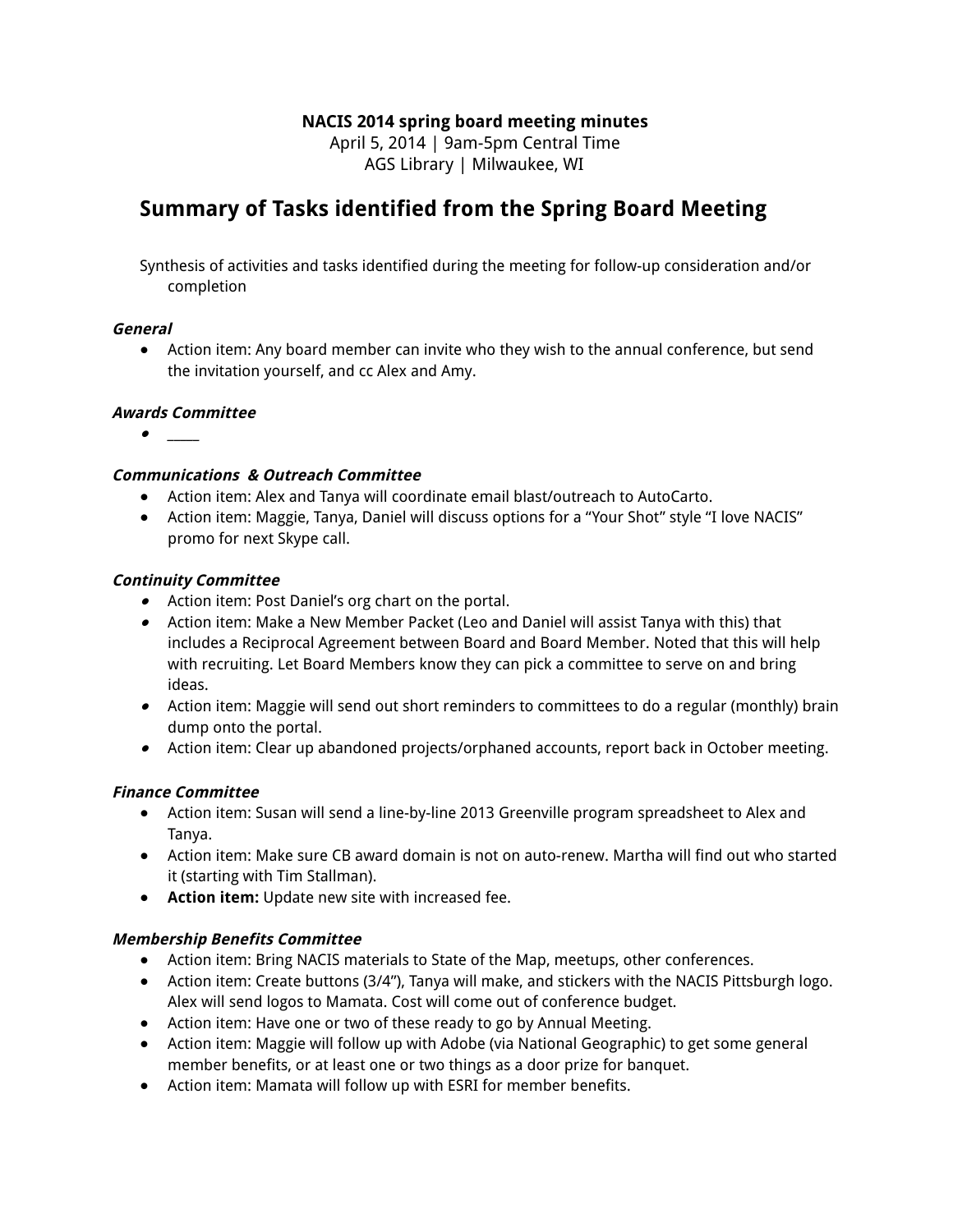**NACIS 2014 spring board meeting minutes**
April 5, 2014 | 9am-5pm Central Time
AGS Library | Milwaukee, WI

# Summary of Tasks identified from the Spring Board Meeting

Synthesis of activities and tasks identified during the meeting for follow-up consideration and/or completion

***General***

- Action item: Any board member can invite who they wish to the annual conference, but send the invitation yourself, and cc Alex and Amy.

***Awards Committee***

- _____

***Communications & Outreach Committee***

- Action item: Alex and Tanya will coordinate email blast/outreach to AutoCarto.
- Action item: Maggie, Tanya, Daniel will discuss options for a "Your Shot" style "I love NACIS" promo for next Skype call.

***Continuity Committee***

- Action item: Post Daniel's org chart on the portal.
- Action item: Make a New Member Packet (Leo and Daniel will assist Tanya with this) that includes a Reciprocal Agreement between Board and Board Member. Noted that this will help with recruiting. Let Board Members know they can pick a committee to serve on and bring ideas.
- Action item: Maggie will send out short reminders to committees to do a regular (monthly) brain dump onto the portal.
- Action item: Clear up abandoned projects/orphaned accounts, report back in October meeting.

***Finance Committee***

- Action item: Susan will send a line-by-line 2013 Greenville program spreadsheet to Alex and Tanya.
- Action item: Make sure CB award domain is not on auto-renew. Martha will find out who started it (starting with Tim Stallman).
- **Action item:** Update new site with increased fee.

***Membership Benefits Committee***

- Action item: Bring NACIS materials to State of the Map, meetups, other conferences.
- Action item: Create buttons (3/4"), Tanya will make, and stickers with the NACIS Pittsburgh logo. Alex will send logos to Mamata. Cost will come out of conference budget.
- Action item: Have one or two of these ready to go by Annual Meeting.
- Action item: Maggie will follow up with Adobe (via National Geographic) to get some general member benefits, or at least one or two things as a door prize for banquet.
- Action item: Mamata will follow up with ESRI for member benefits.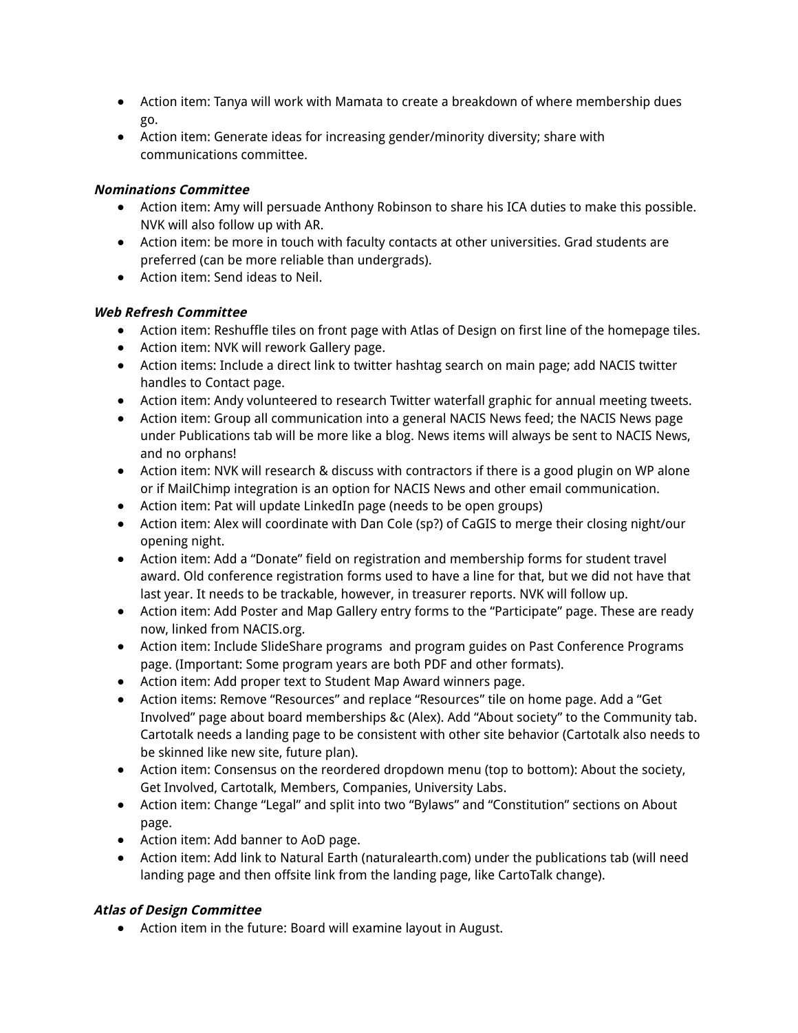- Action item: Tanya will work with Mamata to create a breakdown of where membership dues go.
- Action item: Generate ideas for increasing gender/minority diversity; share with communications committee.

***Nominations Committee***

- Action item: Amy will persuade Anthony Robinson to share his ICA duties to make this possible. NVK will also follow up with AR.
- Action item: be more in touch with faculty contacts at other universities. Grad students are preferred (can be more reliable than undergrads).
- Action item: Send ideas to Neil.

***Web Refresh Committee***

- Action item: Reshuffle tiles on front page with Atlas of Design on first line of the homepage tiles.
- Action item: NVK will rework Gallery page.
- Action items: Include a direct link to twitter hashtag search on main page; add NACIS twitter handles to Contact page.
- Action item: Andy volunteered to research Twitter waterfall graphic for annual meeting tweets.
- Action item: Group all communication into a general NACIS News feed; the NACIS News page under Publications tab will be more like a blog. News items will always be sent to NACIS News, and no orphans!
- Action item: NVK will research & discuss with contractors if there is a good plugin on WP alone or if MailChimp integration is an option for NACIS News and other email communication.
- Action item: Pat will update LinkedIn page (needs to be open groups)
- Action item: Alex will coordinate with Dan Cole (sp?) of CaGIS to merge their closing night/our opening night.
- Action item: Add a "Donate" field on registration and membership forms for student travel award. Old conference registration forms used to have a line for that, but we did not have that last year. It needs to be trackable, however, in treasurer reports. NVK will follow up.
- Action item: Add Poster and Map Gallery entry forms to the "Participate" page. These are ready now, linked from NACIS.org.
- Action item: Include SlideShare programs and program guides on Past Conference Programs page. (Important: Some program years are both PDF and other formats).
- Action item: Add proper text to Student Map Award winners page.
- Action items: Remove "Resources" and replace "Resources" tile on home page. Add a "Get Involved" page about board memberships &c (Alex). Add "About society" to the Community tab. Cartotalk needs a landing page to be consistent with other site behavior (Cartotalk also needs to be skinned like new site, future plan).
- Action item: Consensus on the reordered dropdown menu (top to bottom): About the society, Get Involved, Cartotalk, Members, Companies, University Labs.
- Action item: Change "Legal" and split into two "Bylaws" and "Constitution" sections on About page.
- Action item: Add banner to AoD page.
- Action item: Add link to Natural Earth (naturalearth.com) under the publications tab (will need landing page and then offsite link from the landing page, like CartoTalk change).

***Atlas of Design Committee***

- Action item in the future: Board will examine layout in August.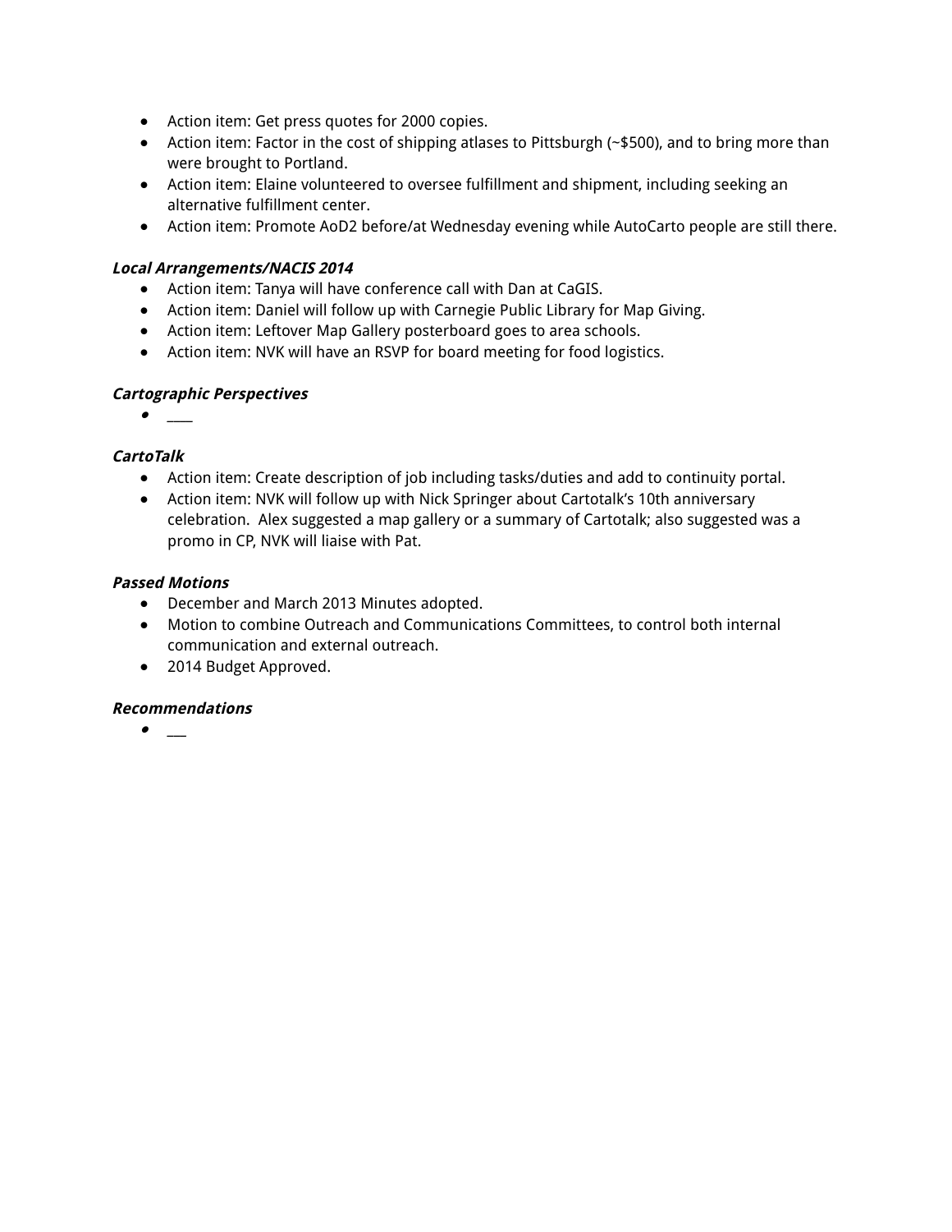- Action item: Get press quotes for 2000 copies.
- Action item: Factor in the cost of shipping atlases to Pittsburgh (~$500), and to bring more than were brought to Portland.
- Action item: Elaine volunteered to oversee fulfillment and shipment, including seeking an alternative fulfillment center.
- Action item: Promote AoD2 before/at Wednesday evening while AutoCarto people are still there.

***Local Arrangements/NACIS 2014***

- Action item: Tanya will have conference call with Dan at CaGIS.
- Action item: Daniel will follow up with Carnegie Public Library for Map Giving.
- Action item: Leftover Map Gallery posterboard goes to area schools.
- Action item: NVK will have an RSVP for board meeting for food logistics.

***Cartographic Perspectives***

- ____

***CartoTalk***

- Action item: Create description of job including tasks/duties and add to continuity portal.
- Action item: NVK will follow up with Nick Springer about Cartotalk's 10th anniversary celebration. Alex suggested a map gallery or a summary of Cartotalk; also suggested was a promo in CP, NVK will liaise with Pat.

***Passed Motions***

- December and March 2013 Minutes adopted.
- Motion to combine Outreach and Communications Committees, to control both internal communication and external outreach.
- 2014 Budget Approved.

***Recommendations***

- ___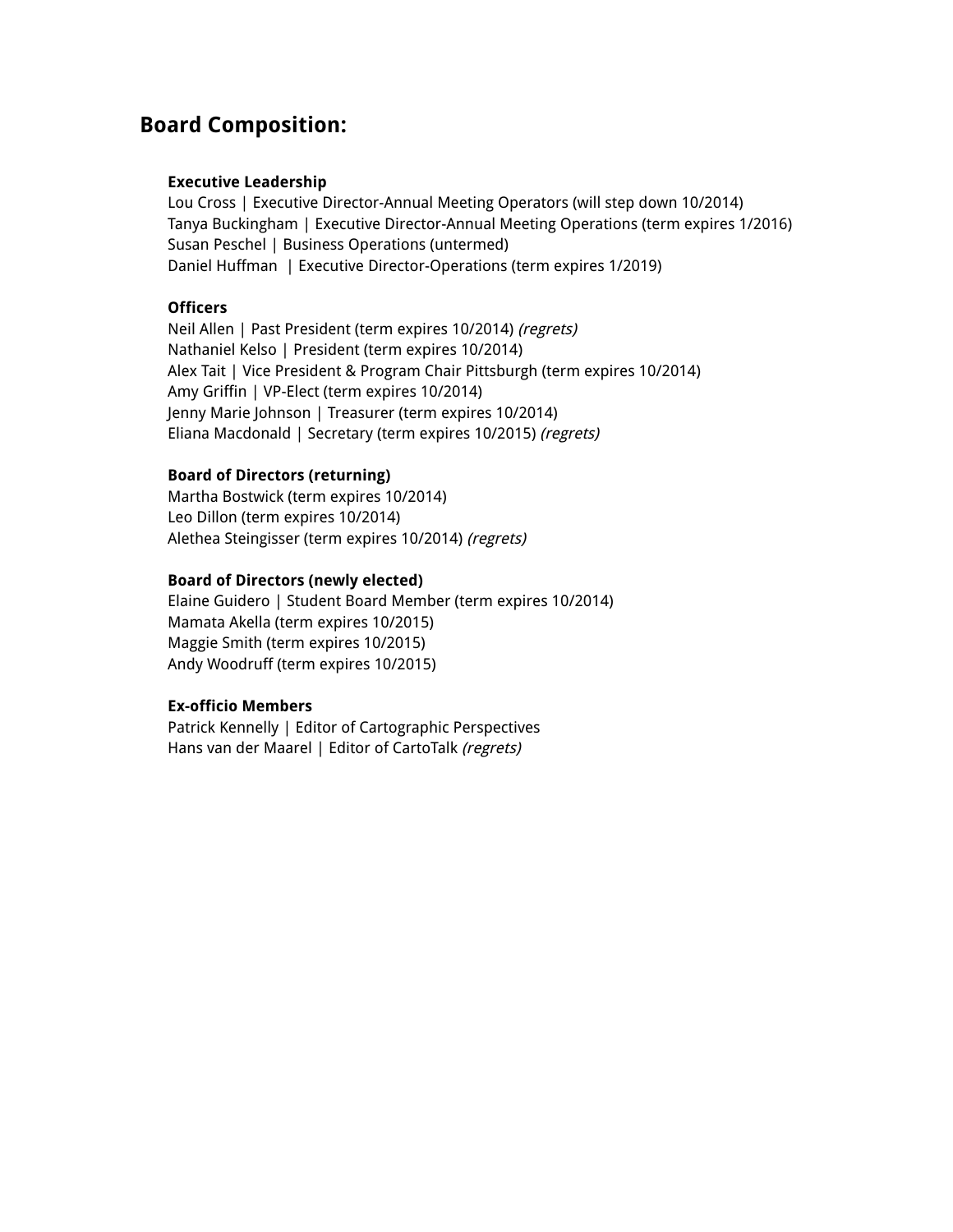## Board Composition:

**Executive Leadership**
Lou Cross | Executive Director-Annual Meeting Operators (will step down 10/2014)
Tanya Buckingham | Executive Director-Annual Meeting Operations (term expires 1/2016)
Susan Peschel | Business Operations (untermed)
Daniel Huffman | Executive Director-Operations (term expires 1/2019)

**Officers**
Neil Allen | Past President (term expires 10/2014) *(regrets)*
Nathaniel Kelso | President (term expires 10/2014)
Alex Tait | Vice President & Program Chair Pittsburgh (term expires 10/2014)
Amy Griffin | VP-Elect (term expires 10/2014)
Jenny Marie Johnson | Treasurer (term expires 10/2014)
Eliana Macdonald | Secretary (term expires 10/2015) *(regrets)*

**Board of Directors (returning)**
Martha Bostwick (term expires 10/2014)
Leo Dillon (term expires 10/2014)
Alethea Steingisser (term expires 10/2014) *(regrets)*

**Board of Directors (newly elected)**
Elaine Guidero | Student Board Member (term expires 10/2014)
Mamata Akella (term expires 10/2015)
Maggie Smith (term expires 10/2015)
Andy Woodruff (term expires 10/2015)

**Ex-officio Members**
Patrick Kennelly | Editor of Cartographic Perspectives
Hans van der Maarel | Editor of CartoTalk *(regrets)*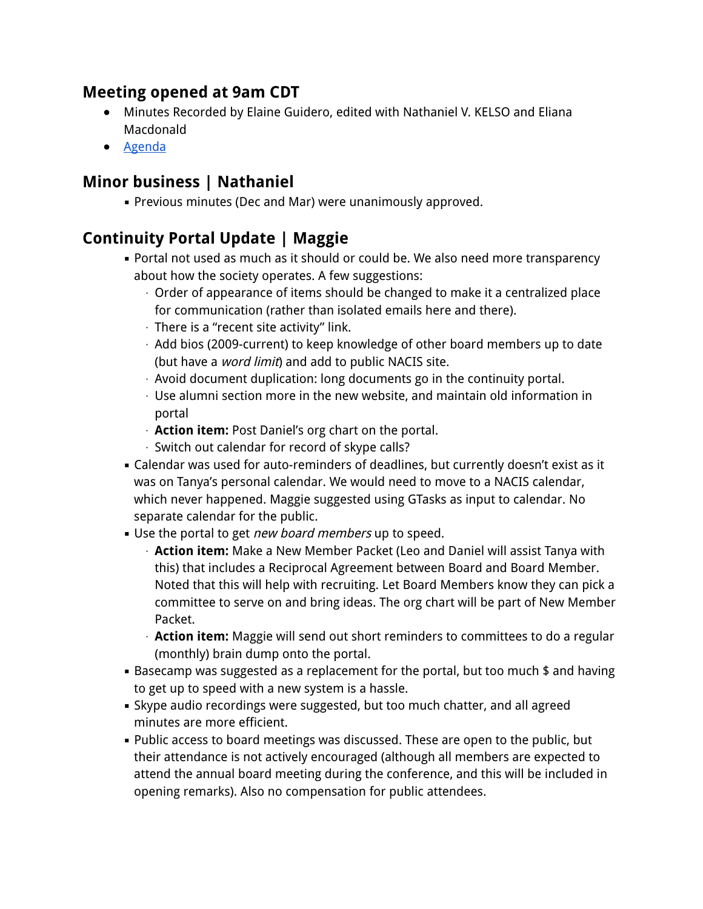## Meeting opened at 9am CDT

- Minutes Recorded by Elaine Guidero, edited with Nathaniel V. KELSO and Eliana Macdonald
- Agenda

## Minor business | Nathaniel

- Previous minutes (Dec and Mar) were unanimously approved.

## Continuity Portal Update | Maggie

- Portal not used as much as it should or could be. We also need more transparency about how the society operates. A few suggestions:
  - Order of appearance of items should be changed to make it a centralized place for communication (rather than isolated emails here and there).
  - There is a "recent site activity" link.
  - Add bios (2009-current) to keep knowledge of other board members up to date (but have a *word limit*) and add to public NACIS site.
  - Avoid document duplication: long documents go in the continuity portal.
  - Use alumni section more in the new website, and maintain old information in portal
  - **Action item:** Post Daniel's org chart on the portal.
  - Switch out calendar for record of skype calls?
- Calendar was used for auto-reminders of deadlines, but currently doesn't exist as it was on Tanya's personal calendar. We would need to move to a NACIS calendar, which never happened. Maggie suggested using GTasks as input to calendar. No separate calendar for the public.
- Use the portal to get *new board members* up to speed.
  - **Action item:** Make a New Member Packet (Leo and Daniel will assist Tanya with this) that includes a Reciprocal Agreement between Board and Board Member. Noted that this will help with recruiting. Let Board Members know they can pick a committee to serve on and bring ideas. The org chart will be part of New Member Packet.
  - **Action item:** Maggie will send out short reminders to committees to do a regular (monthly) brain dump onto the portal.
- Basecamp was suggested as a replacement for the portal, but too much $ and having to get up to speed with a new system is a hassle.
- Skype audio recordings were suggested, but too much chatter, and all agreed minutes are more efficient.
- Public access to board meetings was discussed. These are open to the public, but their attendance is not actively encouraged (although all members are expected to attend the annual board meeting during the conference, and this will be included in opening remarks). Also no compensation for public attendees.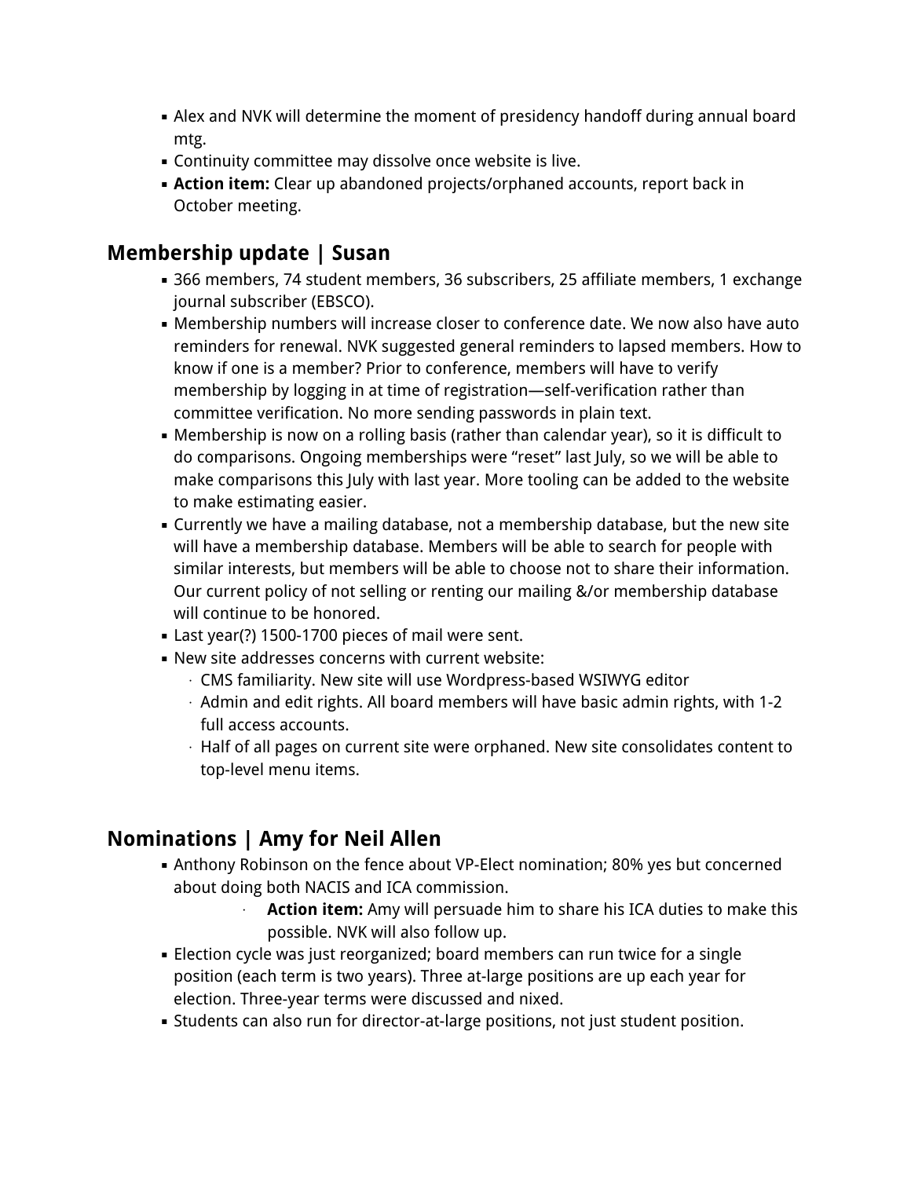- Alex and NVK will determine the moment of presidency handoff during annual board mtg.
- Continuity committee may dissolve once website is live.
- **Action item:** Clear up abandoned projects/orphaned accounts, report back in October meeting.

## Membership update | Susan

- 366 members, 74 student members, 36 subscribers, 25 affiliate members, 1 exchange journal subscriber (EBSCO).
- Membership numbers will increase closer to conference date. We now also have auto reminders for renewal. NVK suggested general reminders to lapsed members. How to know if one is a member? Prior to conference, members will have to verify membership by logging in at time of registration—self-verification rather than committee verification. No more sending passwords in plain text.
- Membership is now on a rolling basis (rather than calendar year), so it is difficult to do comparisons. Ongoing memberships were "reset" last July, so we will be able to make comparisons this July with last year. More tooling can be added to the website to make estimating easier.
- Currently we have a mailing database, not a membership database, but the new site will have a membership database. Members will be able to search for people with similar interests, but members will be able to choose not to share their information. Our current policy of not selling or renting our mailing &/or membership database will continue to be honored.
- Last year(?) 1500-1700 pieces of mail were sent.
- New site addresses concerns with current website:
  - CMS familiarity. New site will use Wordpress-based WSIWYG editor
  - Admin and edit rights. All board members will have basic admin rights, with 1-2 full access accounts.
  - Half of all pages on current site were orphaned. New site consolidates content to top-level menu items.

## Nominations | Amy for Neil Allen

- Anthony Robinson on the fence about VP-Elect nomination; 80% yes but concerned about doing both NACIS and ICA commission.
  - **Action item:** Amy will persuade him to share his ICA duties to make this possible. NVK will also follow up.
- Election cycle was just reorganized; board members can run twice for a single position (each term is two years). Three at-large positions are up each year for election. Three-year terms were discussed and nixed.
- Students can also run for director-at-large positions, not just student position.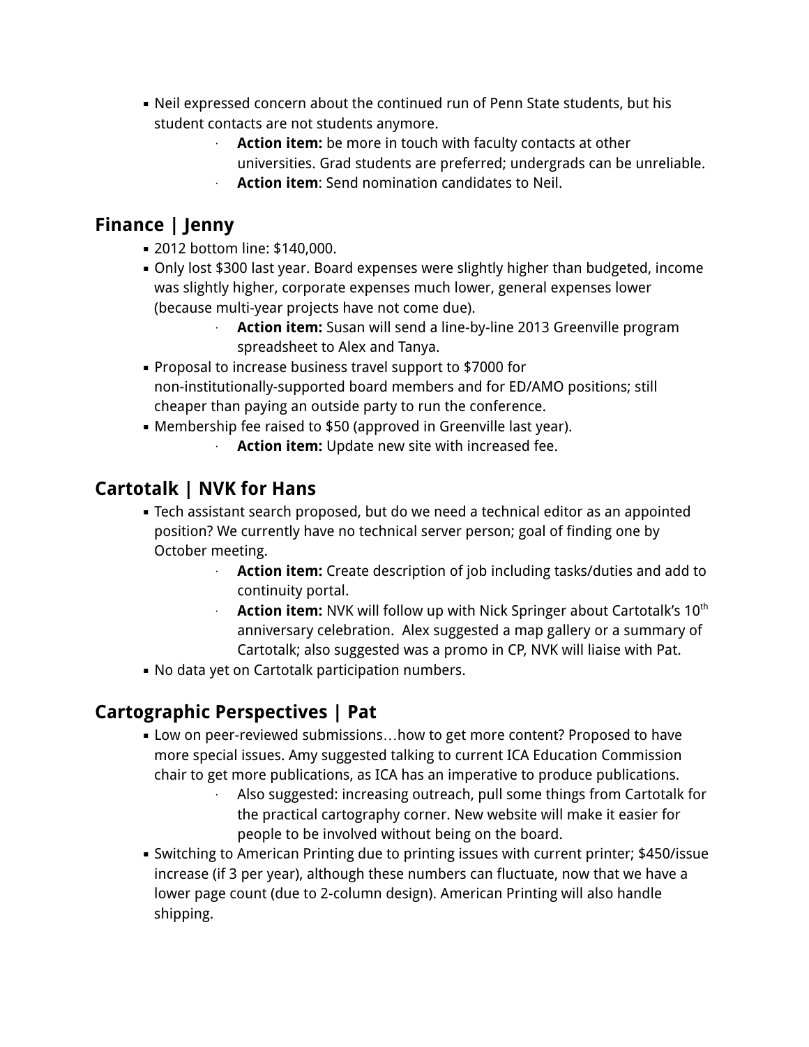- Neil expressed concern about the continued run of Penn State students, but his student contacts are not students anymore.
    - **Action item:** be more in touch with faculty contacts at other universities. Grad students are preferred; undergrads can be unreliable.
    - **Action item**: Send nomination candidates to Neil.

## Finance | Jenny

- 2012 bottom line: $140,000.
- Only lost $300 last year. Board expenses were slightly higher than budgeted, income was slightly higher, corporate expenses much lower, general expenses lower (because multi-year projects have not come due).
    - **Action item:** Susan will send a line-by-line 2013 Greenville program spreadsheet to Alex and Tanya.
- Proposal to increase business travel support to $7000 for non-institutionally-supported board members and for ED/AMO positions; still cheaper than paying an outside party to run the conference.
- Membership fee raised to $50 (approved in Greenville last year).
    - **Action item:** Update new site with increased fee.

## Cartotalk | NVK for Hans

- Tech assistant search proposed, but do we need a technical editor as an appointed position? We currently have no technical server person; goal of finding one by October meeting.
    - **Action item:** Create description of job including tasks/duties and add to continuity portal.
    - **Action item:** NVK will follow up with Nick Springer about Cartotalk's 10th anniversary celebration. Alex suggested a map gallery or a summary of Cartotalk; also suggested was a promo in CP, NVK will liaise with Pat.
- No data yet on Cartotalk participation numbers.

## Cartographic Perspectives | Pat

- Low on peer-reviewed submissions…how to get more content? Proposed to have more special issues. Amy suggested talking to current ICA Education Commission chair to get more publications, as ICA has an imperative to produce publications.
    - Also suggested: increasing outreach, pull some things from Cartotalk for the practical cartography corner. New website will make it easier for people to be involved without being on the board.
- Switching to American Printing due to printing issues with current printer; $450/issue increase (if 3 per year), although these numbers can fluctuate, now that we have a lower page count (due to 2-column design). American Printing will also handle shipping.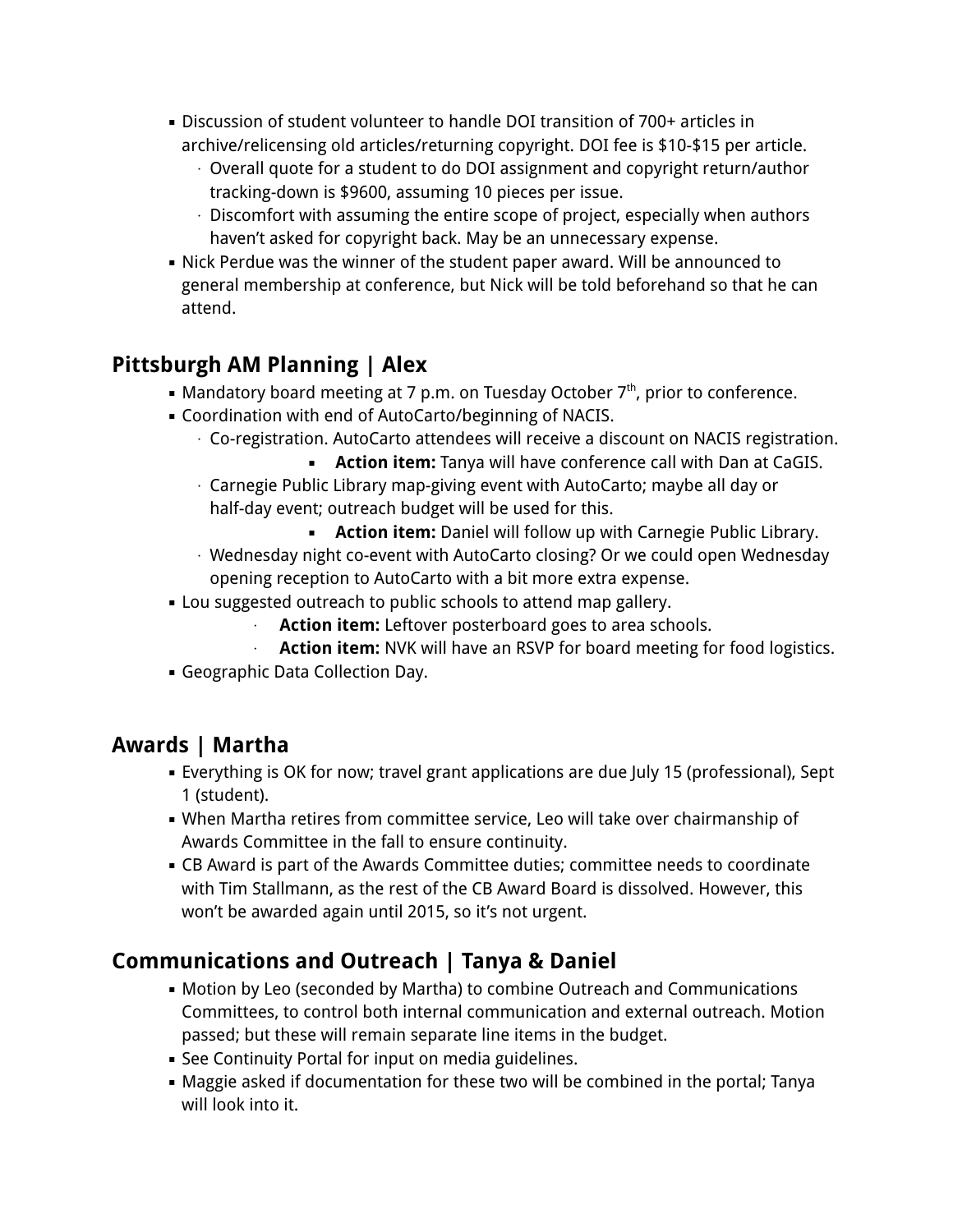- Discussion of student volunteer to handle DOI transition of 700+ articles in archive/relicensing old articles/returning copyright. DOI fee is $10-$15 per article.
  - Overall quote for a student to do DOI assignment and copyright return/author tracking-down is $9600, assuming 10 pieces per issue.
  - Discomfort with assuming the entire scope of project, especially when authors haven't asked for copyright back. May be an unnecessary expense.
- Nick Perdue was the winner of the student paper award. Will be announced to general membership at conference, but Nick will be told beforehand so that he can attend.

## Pittsburgh AM Planning | Alex

- Mandatory board meeting at 7 p.m. on Tuesday October 7th, prior to conference.
- Coordination with end of AutoCarto/beginning of NACIS.
  - Co-registration. AutoCarto attendees will receive a discount on NACIS registration.
    - **Action item:** Tanya will have conference call with Dan at CaGIS.
  - Carnegie Public Library map-giving event with AutoCarto; maybe all day or half-day event; outreach budget will be used for this.
    - **Action item:** Daniel will follow up with Carnegie Public Library.
  - Wednesday night co-event with AutoCarto closing? Or we could open Wednesday opening reception to AutoCarto with a bit more extra expense.
- Lou suggested outreach to public schools to attend map gallery.
  - **Action item:** Leftover posterboard goes to area schools.
  - **Action item:** NVK will have an RSVP for board meeting for food logistics.
- Geographic Data Collection Day.

## Awards | Martha

- Everything is OK for now; travel grant applications are due July 15 (professional), Sept 1 (student).
- When Martha retires from committee service, Leo will take over chairmanship of Awards Committee in the fall to ensure continuity.
- CB Award is part of the Awards Committee duties; committee needs to coordinate with Tim Stallmann, as the rest of the CB Award Board is dissolved. However, this won't be awarded again until 2015, so it's not urgent.

## Communications and Outreach | Tanya & Daniel

- Motion by Leo (seconded by Martha) to combine Outreach and Communications Committees, to control both internal communication and external outreach. Motion passed; but these will remain separate line items in the budget.
- See Continuity Portal for input on media guidelines.
- Maggie asked if documentation for these two will be combined in the portal; Tanya will look into it.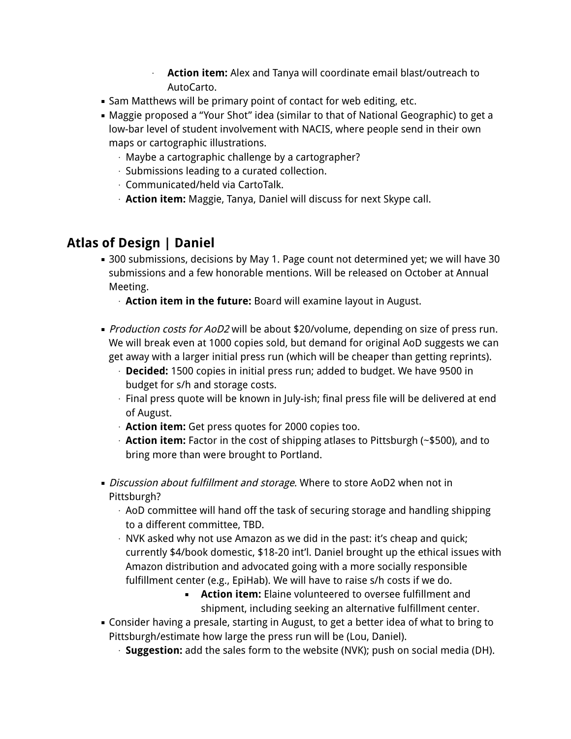- **Action item:** Alex and Tanya will coordinate email blast/outreach to AutoCarto.
- Sam Matthews will be primary point of contact for web editing, etc.
- Maggie proposed a “Your Shot” idea (similar to that of National Geographic) to get a low-bar level of student involvement with NACIS, where people send in their own maps or cartographic illustrations.
    - Maybe a cartographic challenge by a cartographer?
    - Submissions leading to a curated collection.
    - Communicated/held via CartoTalk.
    - **Action item:** Maggie, Tanya, Daniel will discuss for next Skype call.

## Atlas of Design | Daniel

- 300 submissions, decisions by May 1. Page count not determined yet; we will have 30 submissions and a few honorable mentions. Will be released on October at Annual Meeting.
    - **Action item in the future:** Board will examine layout in August.

- *Production costs for AoD2* will be about $20/volume, depending on size of press run. We will break even at 1000 copies sold, but demand for original AoD suggests we can get away with a larger initial press run (which will be cheaper than getting reprints).
    - **Decided:** 1500 copies in initial press run; added to budget. We have 9500 in budget for s/h and storage costs.
    - Final press quote will be known in July-ish; final press file will be delivered at end of August.
    - **Action item:** Get press quotes for 2000 copies too.
    - **Action item:** Factor in the cost of shipping atlases to Pittsburgh (~$500), and to bring more than were brought to Portland.

- *Discussion about fulfillment and storage*. Where to store AoD2 when not in Pittsburgh?
    - AoD committee will hand off the task of securing storage and handling shipping to a different committee, TBD.
    - NVK asked why not use Amazon as we did in the past: it’s cheap and quick; currently $4/book domestic, $18-20 int’l. Daniel brought up the ethical issues with Amazon distribution and advocated going with a more socially responsible fulfillment center (e.g., EpiHab). We will have to raise s/h costs if we do.
        - **Action item:** Elaine volunteered to oversee fulfillment and shipment, including seeking an alternative fulfillment center.
- Consider having a presale, starting in August, to get a better idea of what to bring to Pittsburgh/estimate how large the press run will be (Lou, Daniel).
    - **Suggestion:** add the sales form to the website (NVK); push on social media (DH).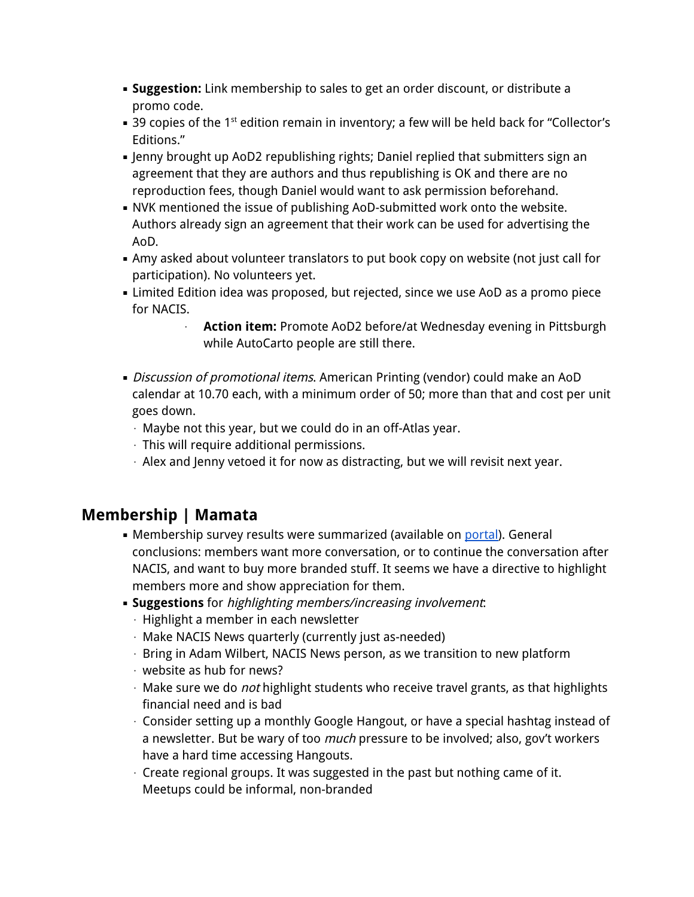- **Suggestion:** Link membership to sales to get an order discount, or distribute a promo code.
- 39 copies of the 1st edition remain in inventory; a few will be held back for "Collector's Editions."
- Jenny brought up AoD2 republishing rights; Daniel replied that submitters sign an agreement that they are authors and thus republishing is OK and there are no reproduction fees, though Daniel would want to ask permission beforehand.
- NVK mentioned the issue of publishing AoD-submitted work onto the website. Authors already sign an agreement that their work can be used for advertising the AoD.
- Amy asked about volunteer translators to put book copy on website (not just call for participation). No volunteers yet.
- Limited Edition idea was proposed, but rejected, since we use AoD as a promo piece for NACIS.
    - **Action item:** Promote AoD2 before/at Wednesday evening in Pittsburgh while AutoCarto people are still there.

- *Discussion of promotional items.* American Printing (vendor) could make an AoD calendar at 10.70 each, with a minimum order of 50; more than that and cost per unit goes down.
  - Maybe not this year, but we could do in an off-Atlas year.
  - This will require additional permissions.
  - Alex and Jenny vetoed it for now as distracting, but we will revisit next year.

## Membership | Mamata

- Membership survey results were summarized (available on [portal]()). General conclusions: members want more conversation, or to continue the conversation after NACIS, and want to buy more branded stuff. It seems we have a directive to highlight members more and show appreciation for them.
- **Suggestions** for *highlighting members/increasing involvement*:
  - Highlight a member in each newsletter
  - Make NACIS News quarterly (currently just as-needed)
  - Bring in Adam Wilbert, NACIS News person, as we transition to new platform
  - website as hub for news?
  - Make sure we do *not* highlight students who receive travel grants, as that highlights financial need and is bad
  - Consider setting up a monthly Google Hangout, or have a special hashtag instead of a newsletter. But be wary of too *much* pressure to be involved; also, gov't workers have a hard time accessing Hangouts.
  - Create regional groups. It was suggested in the past but nothing came of it. Meetups could be informal, non-branded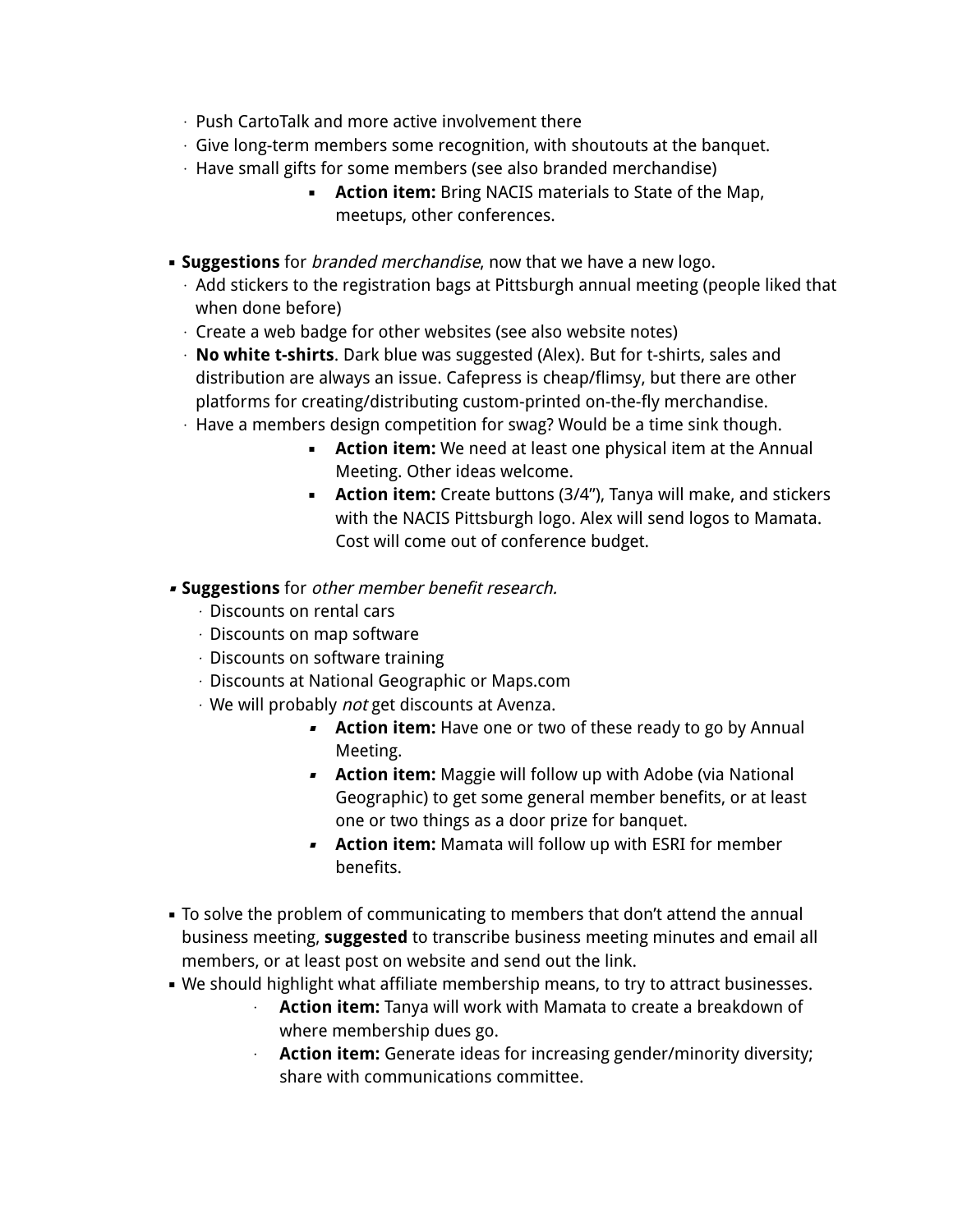- Push CartoTalk and more active involvement there
  - Give long-term members some recognition, with shoutouts at the banquet.
  - Have small gifts for some members (see also branded merchandise)
      - **Action item:** Bring NACIS materials to State of the Map, meetups, other conferences.

- **Suggestions** for *branded merchandise*, now that we have a new logo.
  - Add stickers to the registration bags at Pittsburgh annual meeting (people liked that when done before)
  - Create a web badge for other websites (see also website notes)
  - **No white t-shirts**. Dark blue was suggested (Alex). But for t-shirts, sales and distribution are always an issue. Cafepress is cheap/flimsy, but there are other platforms for creating/distributing custom-printed on-the-fly merchandise.
  - Have a members design competition for swag? Would be a time sink though.
      - **Action item:** We need at least one physical item at the Annual Meeting. Other ideas welcome.
      - **Action item:** Create buttons (3/4"), Tanya will make, and stickers with the NACIS Pittsburgh logo. Alex will send logos to Mamata. Cost will come out of conference budget.

- **Suggestions** for *other member benefit research.*
  - Discounts on rental cars
  - Discounts on map software
  - Discounts on software training
  - Discounts at National Geographic or Maps.com
  - We will probably *not* get discounts at Avenza.
      - **Action item:** Have one or two of these ready to go by Annual Meeting.
      - **Action item:** Maggie will follow up with Adobe (via National Geographic) to get some general member benefits, or at least one or two things as a door prize for banquet.
      - **Action item:** Mamata will follow up with ESRI for member benefits.

- To solve the problem of communicating to members that don't attend the annual business meeting, **suggested** to transcribe business meeting minutes and email all members, or at least post on website and send out the link.
- We should highlight what affiliate membership means, to try to attract businesses.
    - **Action item:** Tanya will work with Mamata to create a breakdown of where membership dues go.
    - **Action item:** Generate ideas for increasing gender/minority diversity; share with communications committee.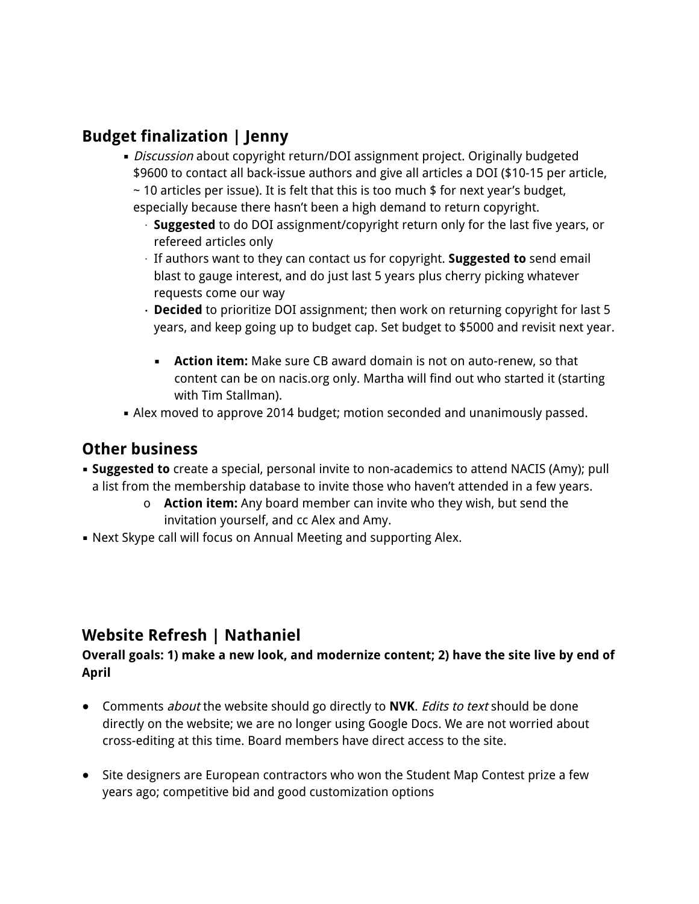## Budget finalization | Jenny

- *Discussion* about copyright return/DOI assignment project. Originally budgeted $9600 to contact all back-issue authors and give all articles a DOI ($10-15 per article, ~ 10 articles per issue). It is felt that this is too much $ for next year's budget, especially because there hasn't been a high demand to return copyright.
  - **Suggested** to do DOI assignment/copyright return only for the last five years, or refereed articles only
  - If authors want to they can contact us for copyright. **Suggested to** send email blast to gauge interest, and do just last 5 years plus cherry picking whatever requests come our way
  - **Decided** to prioritize DOI assignment; then work on returning copyright for last 5 years, and keep going up to budget cap. Set budget to $5000 and revisit next year.
    - **Action item:** Make sure CB award domain is not on auto-renew, so that content can be on nacis.org only. Martha will find out who started it (starting with Tim Stallman).
- Alex moved to approve 2014 budget; motion seconded and unanimously passed.

## Other business

- **Suggested to** create a special, personal invite to non-academics to attend NACIS (Amy); pull a list from the membership database to invite those who haven't attended in a few years.
  - **Action item:** Any board member can invite who they wish, but send the invitation yourself, and cc Alex and Amy.
- Next Skype call will focus on Annual Meeting and supporting Alex.

## Website Refresh | Nathaniel

**Overall goals: 1) make a new look, and modernize content; 2) have the site live by end of April**

- Comments *about* the website should go directly to **NVK**. *Edits to text* should be done directly on the website; we are no longer using Google Docs. We are not worried about cross-editing at this time. Board members have direct access to the site.

- Site designers are European contractors who won the Student Map Contest prize a few years ago; competitive bid and good customization options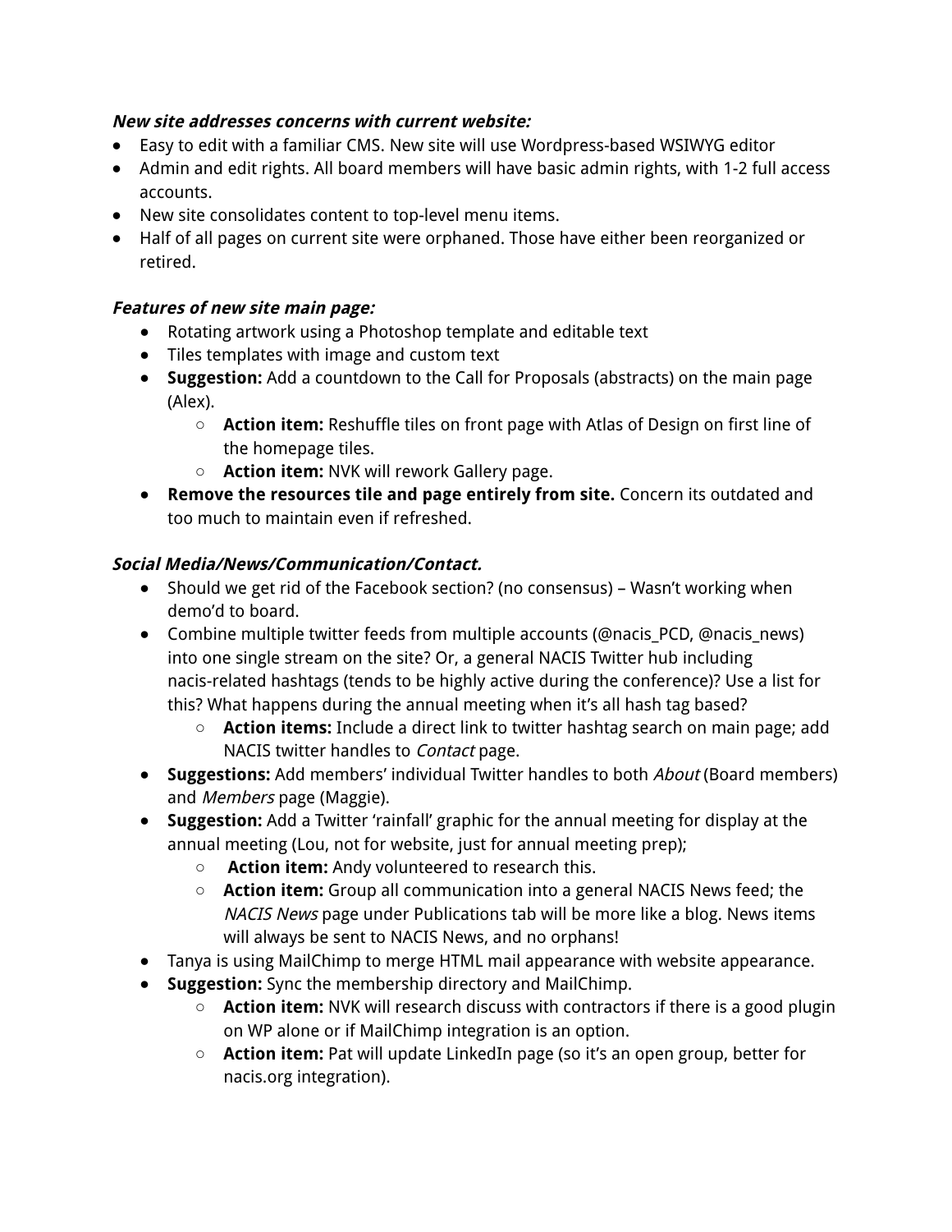***New site addresses concerns with current website:***

- Easy to edit with a familiar CMS. New site will use Wordpress-based WSIWYG editor
- Admin and edit rights. All board members will have basic admin rights, with 1-2 full access accounts.
- New site consolidates content to top-level menu items.
- Half of all pages on current site were orphaned. Those have either been reorganized or retired.

***Features of new site main page:***

- Rotating artwork using a Photoshop template and editable text
- Tiles templates with image and custom text
- **Suggestion:** Add a countdown to the Call for Proposals (abstracts) on the main page (Alex).
    - **Action item:** Reshuffle tiles on front page with Atlas of Design on first line of the homepage tiles.
    - **Action item:** NVK will rework Gallery page.
- **Remove the resources tile and page entirely from site.** Concern its outdated and too much to maintain even if refreshed.

***Social Media/News/Communication/Contact.***

- Should we get rid of the Facebook section? (no consensus) – Wasn't working when demo'd to board.
- Combine multiple twitter feeds from multiple accounts (@nacis_PCD, @nacis_news) into one single stream on the site? Or, a general NACIS Twitter hub including nacis-related hashtags (tends to be highly active during the conference)? Use a list for this? What happens during the annual meeting when it's all hash tag based?
    - **Action items:** Include a direct link to twitter hashtag search on main page; add NACIS twitter handles to *Contact* page.
- **Suggestions:** Add members' individual Twitter handles to both *About* (Board members) and *Members* page (Maggie).
- **Suggestion:** Add a Twitter 'rainfall' graphic for the annual meeting for display at the annual meeting (Lou, not for website, just for annual meeting prep);
    - **Action item:** Andy volunteered to research this.
    - **Action item:** Group all communication into a general NACIS News feed; the *NACIS News* page under Publications tab will be more like a blog. News items will always be sent to NACIS News, and no orphans!
- Tanya is using MailChimp to merge HTML mail appearance with website appearance.
- **Suggestion:** Sync the membership directory and MailChimp.
    - **Action item:** NVK will research discuss with contractors if there is a good plugin on WP alone or if MailChimp integration is an option.
    - **Action item:** Pat will update LinkedIn page (so it's an open group, better for nacis.org integration).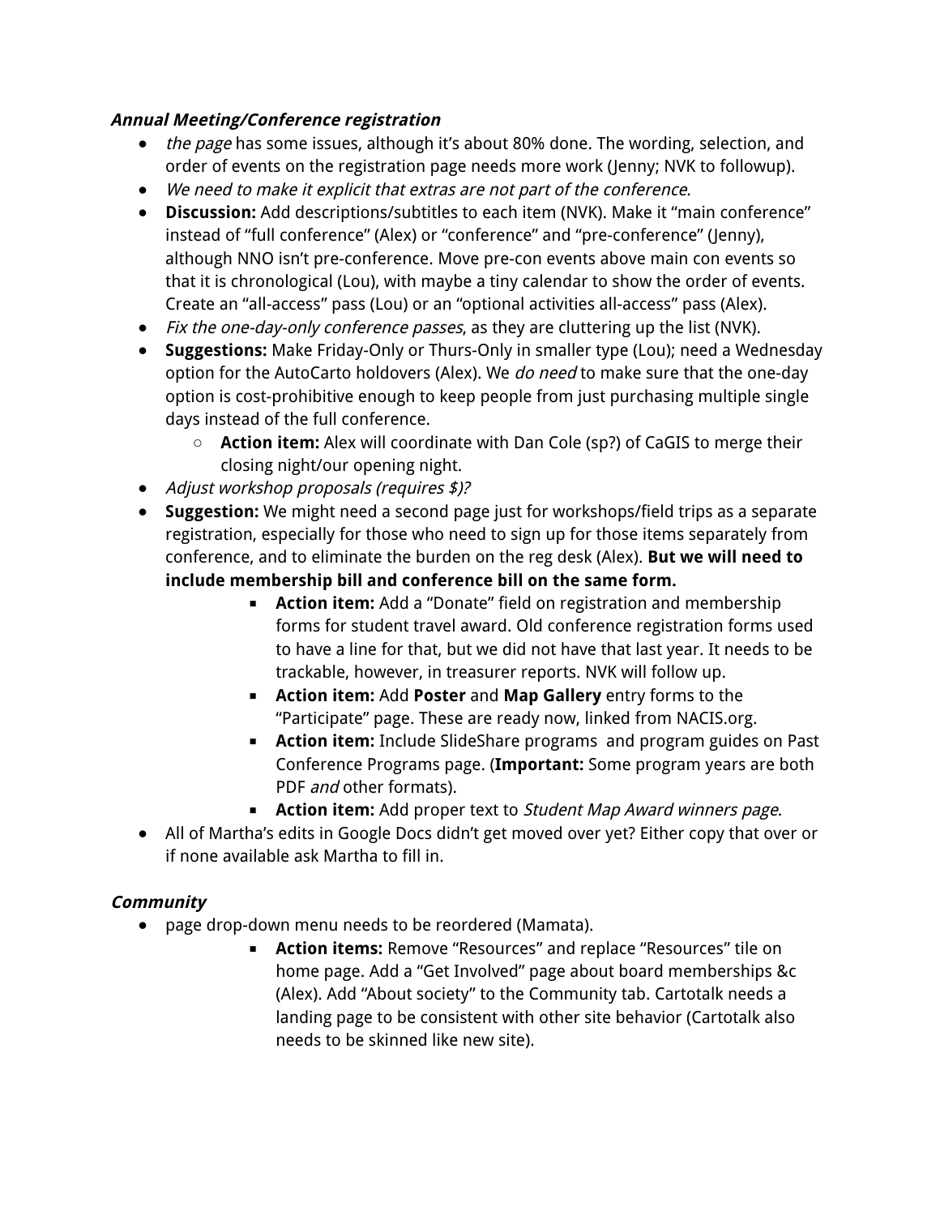***Annual Meeting/Conference registration***

- *the page* has some issues, although it's about 80% done. The wording, selection, and order of events on the registration page needs more work (Jenny; NVK to followup).
- *We need to make it explicit that extras are not part of the conference*.
- **Discussion:** Add descriptions/subtitles to each item (NVK). Make it "main conference" instead of "full conference" (Alex) or "conference" and "pre-conference" (Jenny), although NNO isn't pre-conference. Move pre-con events above main con events so that it is chronological (Lou), with maybe a tiny calendar to show the order of events. Create an "all-access" pass (Lou) or an "optional activities all-access" pass (Alex).
- *Fix the one-day-only conference passes*, as they are cluttering up the list (NVK).
- **Suggestions:** Make Friday-Only or Thurs-Only in smaller type (Lou); need a Wednesday option for the AutoCarto holdovers (Alex). We *do need* to make sure that the one-day option is cost-prohibitive enough to keep people from just purchasing multiple single days instead of the full conference.
  - **Action item:** Alex will coordinate with Dan Cole (sp?) of CaGIS to merge their closing night/our opening night.
- *Adjust workshop proposals (requires $)?*
- **Suggestion:** We might need a second page just for workshops/field trips as a separate registration, especially for those who need to sign up for those items separately from conference, and to eliminate the burden on the reg desk (Alex). **But we will need to include membership bill and conference bill on the same form.**
    - **Action item:** Add a "Donate" field on registration and membership forms for student travel award. Old conference registration forms used to have a line for that, but we did not have that last year. It needs to be trackable, however, in treasurer reports. NVK will follow up.
    - **Action item:** Add **Poster** and **Map Gallery** entry forms to the "Participate" page. These are ready now, linked from NACIS.org.
    - **Action item:** Include SlideShare programs and program guides on Past Conference Programs page. (**Important:** Some program years are both PDF *and* other formats).
    - **Action item:** Add proper text to *Student Map Award winners page*.
- All of Martha's edits in Google Docs didn't get moved over yet? Either copy that over or if none available ask Martha to fill in.

***Community***

- page drop-down menu needs to be reordered (Mamata).
    - **Action items:** Remove "Resources" and replace "Resources" tile on home page. Add a "Get Involved" page about board memberships &c (Alex). Add "About society" to the Community tab. Cartotalk needs a landing page to be consistent with other site behavior (Cartotalk also needs to be skinned like new site).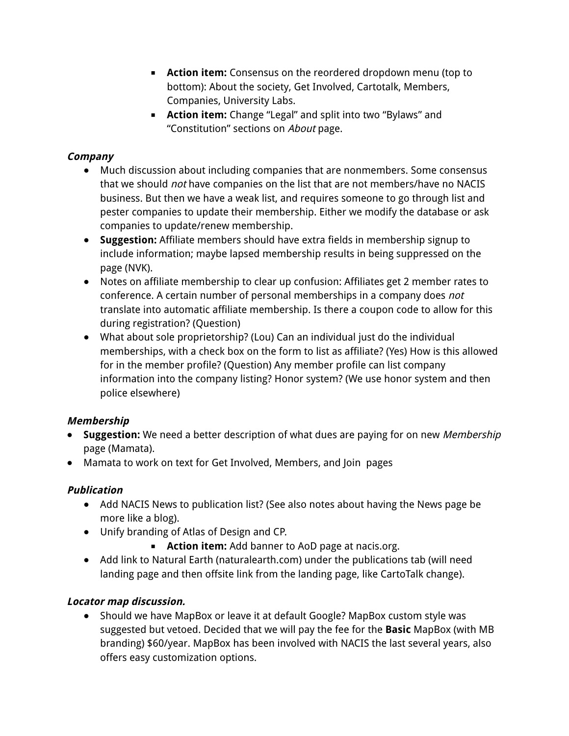- **Action item:** Consensus on the reordered dropdown menu (top to bottom): About the society, Get Involved, Cartotalk, Members, Companies, University Labs.
    - **Action item:** Change "Legal" and split into two "Bylaws" and "Constitution" sections on *About* page.

***Company***

- Much discussion about including companies that are nonmembers. Some consensus that we should *not* have companies on the list that are not members/have no NACIS business. But then we have a weak list, and requires someone to go through list and pester companies to update their membership. Either we modify the database or ask companies to update/renew membership.
- **Suggestion:** Affiliate members should have extra fields in membership signup to include information; maybe lapsed membership results in being suppressed on the page (NVK).
- Notes on affiliate membership to clear up confusion: Affiliates get 2 member rates to conference. A certain number of personal memberships in a company does *not* translate into automatic affiliate membership. Is there a coupon code to allow for this during registration? (Question)
- What about sole proprietorship? (Lou) Can an individual just do the individual memberships, with a check box on the form to list as affiliate? (Yes) How is this allowed for in the member profile? (Question) Any member profile can list company information into the company listing? Honor system? (We use honor system and then police elsewhere)

***Membership***

- **Suggestion:** We need a better description of what dues are paying for on new *Membership* page (Mamata).
- Mamata to work on text for Get Involved, Members, and Join pages

***Publication***

- Add NACIS News to publication list? (See also notes about having the News page be more like a blog).
- Unify branding of Atlas of Design and CP.
    - **Action item:** Add banner to AoD page at nacis.org.
- Add link to Natural Earth (naturalearth.com) under the publications tab (will need landing page and then offsite link from the landing page, like CartoTalk change).

***Locator map discussion.***

- Should we have MapBox or leave it at default Google? MapBox custom style was suggested but vetoed. Decided that we will pay the fee for the **Basic** MapBox (with MB branding) $60/year. MapBox has been involved with NACIS the last several years, also offers easy customization options.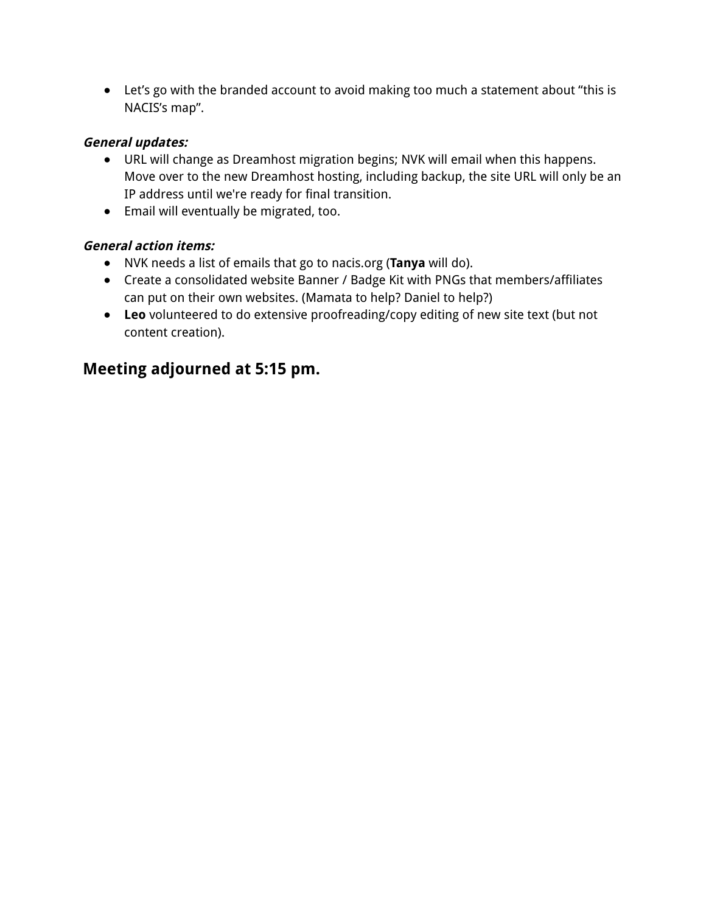- Let’s go with the branded account to avoid making too much a statement about “this is NACIS’s map”.

***General updates:***

- URL will change as Dreamhost migration begins; NVK will email when this happens. Move over to the new Dreamhost hosting, including backup, the site URL will only be an IP address until we're ready for final transition.
- Email will eventually be migrated, too.

***General action items:***

- NVK needs a list of emails that go to nacis.org (**Tanya** will do).
- Create a consolidated website Banner / Badge Kit with PNGs that members/affiliates can put on their own websites. (Mamata to help? Daniel to help?)
- **Leo** volunteered to do extensive proofreading/copy editing of new site text (but not content creation).

## Meeting adjourned at 5:15 pm.